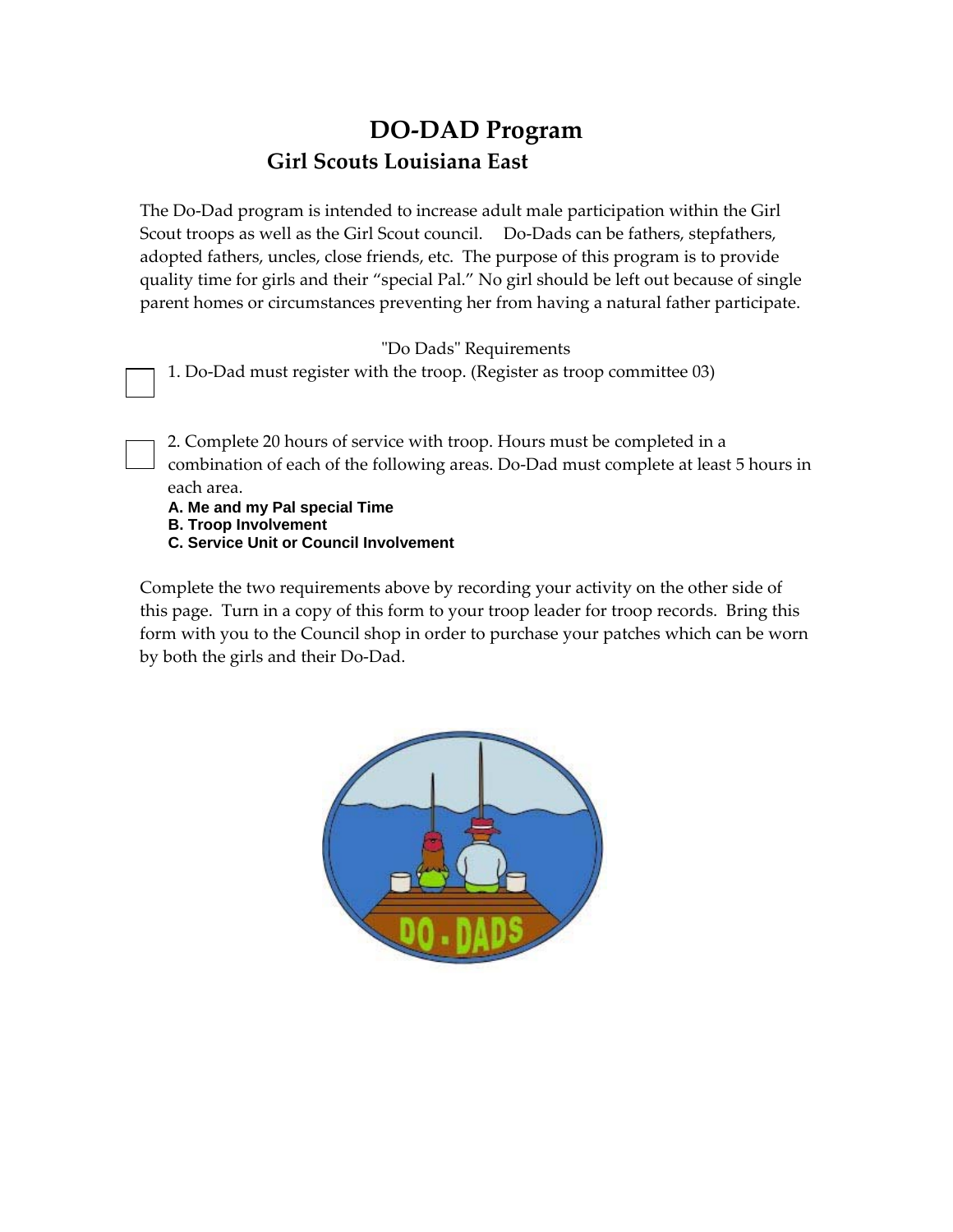# DO-DAD Program

## Girl Scouts Louisiana East

The Do-Dad program is intended to increase adult male participation within the Girl Scout troops as well as the Girl Scout council. Do-Dads can be fathers, stepfathers, adopted fathers, uncles, close friends, etc. The purpose of this program is to provide quality time for girls and their "special Pal." No girl should be left out because of single parent homes or circumstances preventing her from having a natural father participate.

"Do Dads" Requirements

- [ ] 1. Do-Dad must register with the troop. (Register as troop committee 03)

- [ ] 2. Complete 20 hours of service with troop. Hours must be completed in a combination of each of the following areas. Do-Dad must complete at least 5 hours in each area.

**A. Me and my Pal special Time**
**B. Troop Involvement**
**C. Service Unit or Council Involvement**

Complete the two requirements above by recording your activity on the other side of this page. Turn in a copy of this form to your troop leader for troop records. Bring this form with you to the Council shop in order to purchase your patches which can be worn by both the girls and their Do-Dad.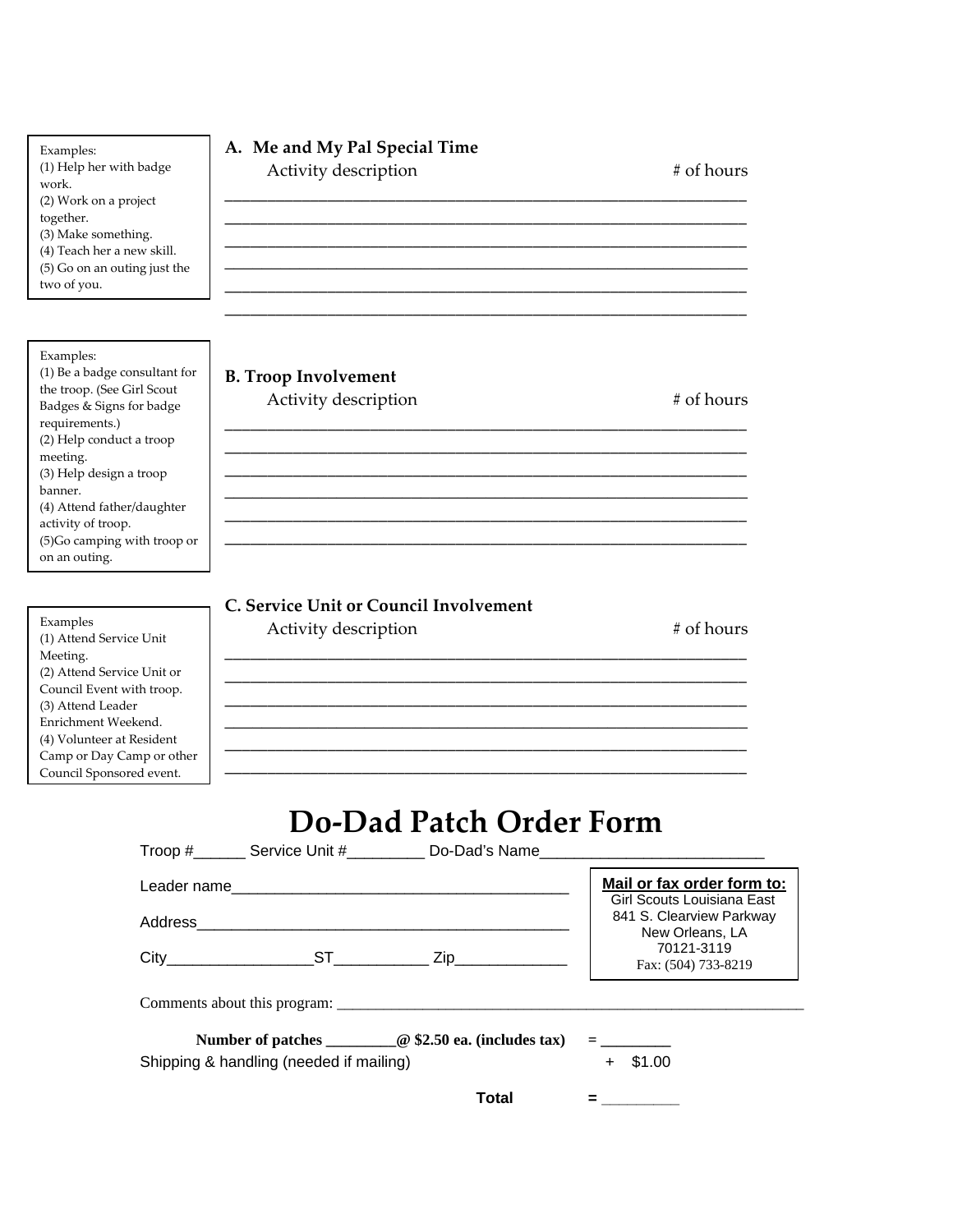Examples:
(1) Help her with badge work.
(2) Work on a project together.
(3) Make something.
(4) Teach her a new skill.
(5) Go on an outing just the two of you.

### A. Me and My Pal Special Time

Activity description # of hours

________________________________________________________________
________________________________________________________________
________________________________________________________________
________________________________________________________________
________________________________________________________________
________________________________________________________________

Examples:
(1) Be a badge consultant for the troop. (See Girl Scout Badges & Signs for badge requirements.)
(2) Help conduct a troop meeting.
(3) Help design a troop banner.
(4) Attend father/daughter activity of troop.
(5)Go camping with troop or on an outing.

### B. Troop Involvement

Activity description # of hours

________________________________________________________________
________________________________________________________________
________________________________________________________________
________________________________________________________________
________________________________________________________________
________________________________________________________________

Examples
(1) Attend Service Unit Meeting.
(2) Attend Service Unit or Council Event with troop.
(3) Attend Leader Enrichment Weekend.
(4) Volunteer at Resident Camp or Day Camp or other Council Sponsored event.

### C. Service Unit or Council Involvement

Activity description # of hours

________________________________________________________________
________________________________________________________________
________________________________________________________________
________________________________________________________________
________________________________________________________________
________________________________________________________________

# Do-Dad Patch Order Form

Troop #______ Service Unit #_________ Do-Dad's Name__________________________

Leader name_______________________________________

Address___________________________________________

City_________________ST___________ Zip_____________

**Mail or fax order form to:**
Girl Scouts Louisiana East
841 S. Clearview Parkway
New Orleans, LA
70121-3119
Fax: (504) 733-8219

Comments about this program: ____________________________________________________________

**Number of patches _________@ $2.50 ea. (includes tax)** = ________

Shipping & handling (needed if mailing) + $1.00

**Total** = ________